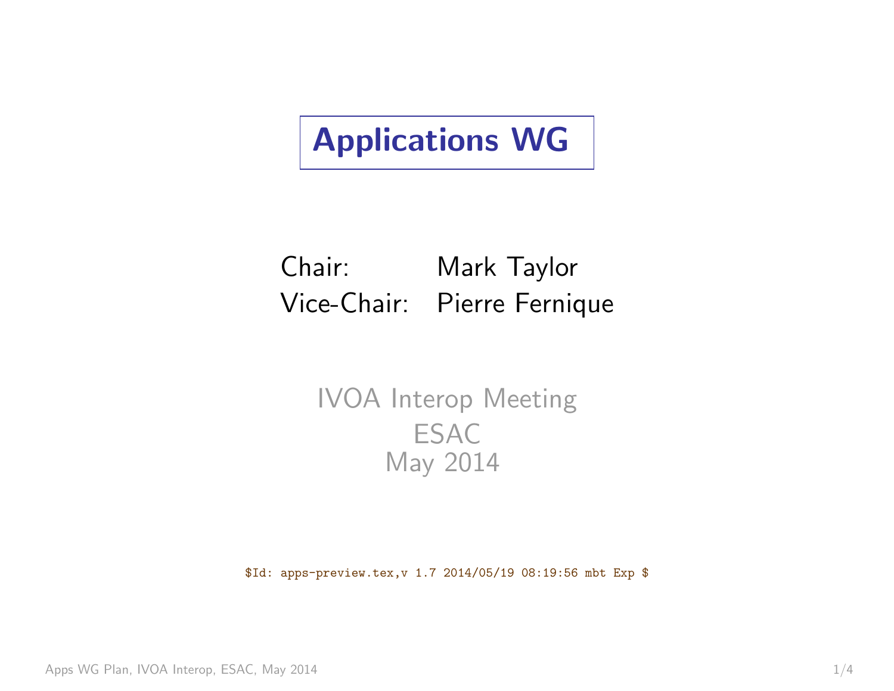# Applications WG

| | |
|---|---|
| Chair: | Mark Taylor |
| Vice-Chair: | Pierre Fernique |

IVOA Interop Meeting
ESAC
May 2014

```
$Id: apps-preview.tex,v 1.7 2014/05/19 08:19:56 mbt Exp $
```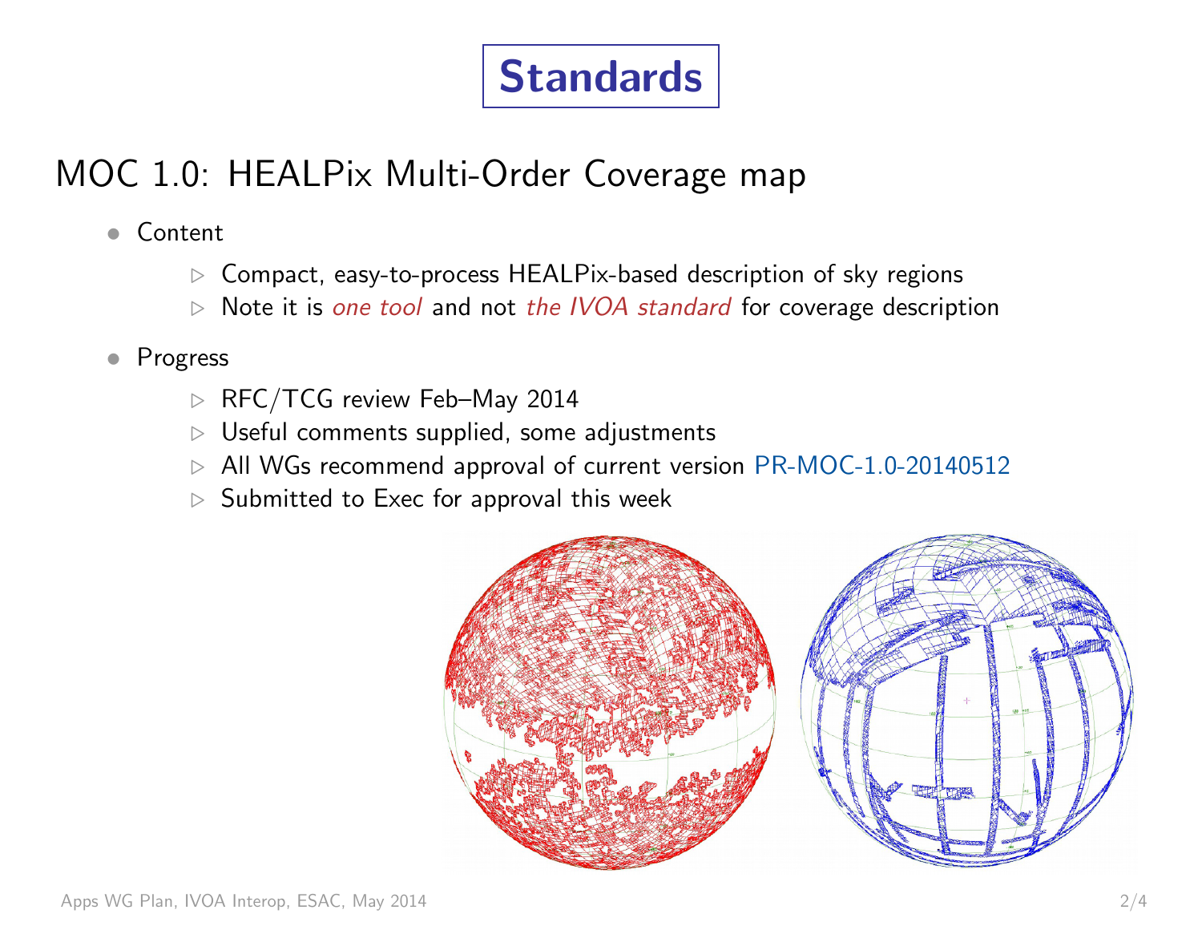# Standards

## MOC 1.0: HEALPix Multi-Order Coverage map

- Content
  - Compact, easy-to-process HEALPix-based description of sky regions
  - Note it is *one tool* and not *the IVOA standard* for coverage description
- Progress
  - RFC/TCG review Feb–May 2014
  - Useful comments supplied, some adjustments
  - All WGs recommend approval of current version PR-MOC-1.0-20140512
  - Submitted to Exec for approval this week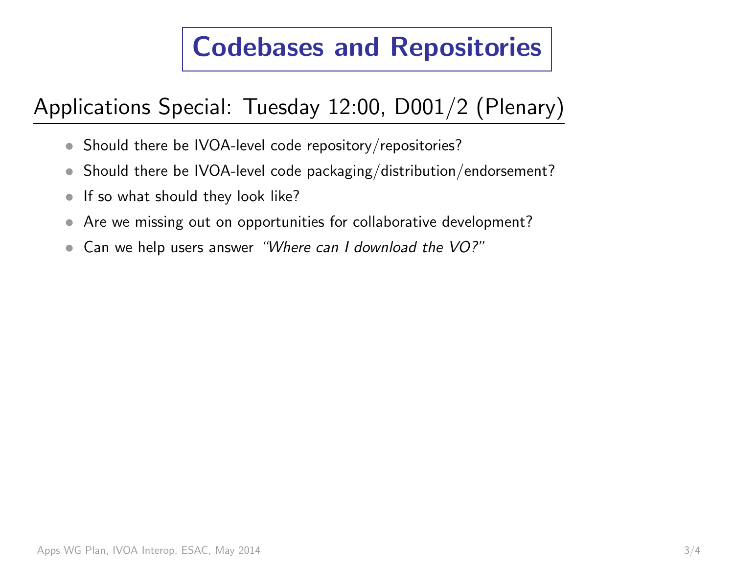# Codebases and Repositories

## Applications Special: Tuesday 12:00, D001/2 (Plenary)

- Should there be IVOA-level code repository/repositories?
- Should there be IVOA-level code packaging/distribution/endorsement?
- If so what should they look like?
- Are we missing out on opportunities for collaborative development?
- Can we help users answer *"Where can I download the VO?"*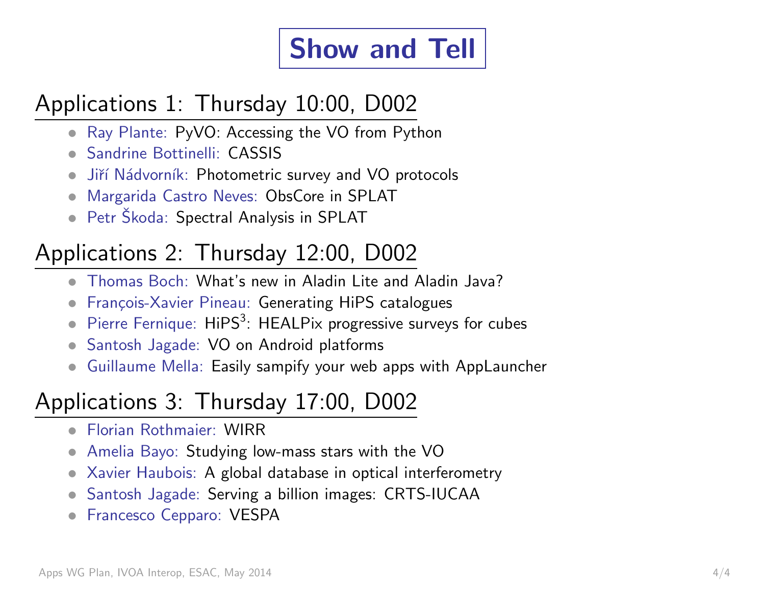# Show and Tell

## Applications 1: Thursday 10:00, D002

- Ray Plante: PyVO: Accessing the VO from Python
- Sandrine Bottinelli: CASSIS
- Jiří Nádvorník: Photometric survey and VO protocols
- Margarida Castro Neves: ObsCore in SPLAT
- Petr Škoda: Spectral Analysis in SPLAT

## Applications 2: Thursday 12:00, D002

- Thomas Boch: What's new in Aladin Lite and Aladin Java?
- François-Xavier Pineau: Generating HiPS catalogues
- Pierre Fernique: $HiPS^3$: HEALPix progressive surveys for cubes
- Santosh Jagade: VO on Android platforms
- Guillaume Mella: Easily sampify your web apps with AppLauncher

## Applications 3: Thursday 17:00, D002

- Florian Rothmaier: WIRR
- Amelia Bayo: Studying low-mass stars with the VO
- Xavier Haubois: A global database in optical interferometry
- Santosh Jagade: Serving a billion images: CRTS-IUCAA
- Francesco Cepparo: VESPA